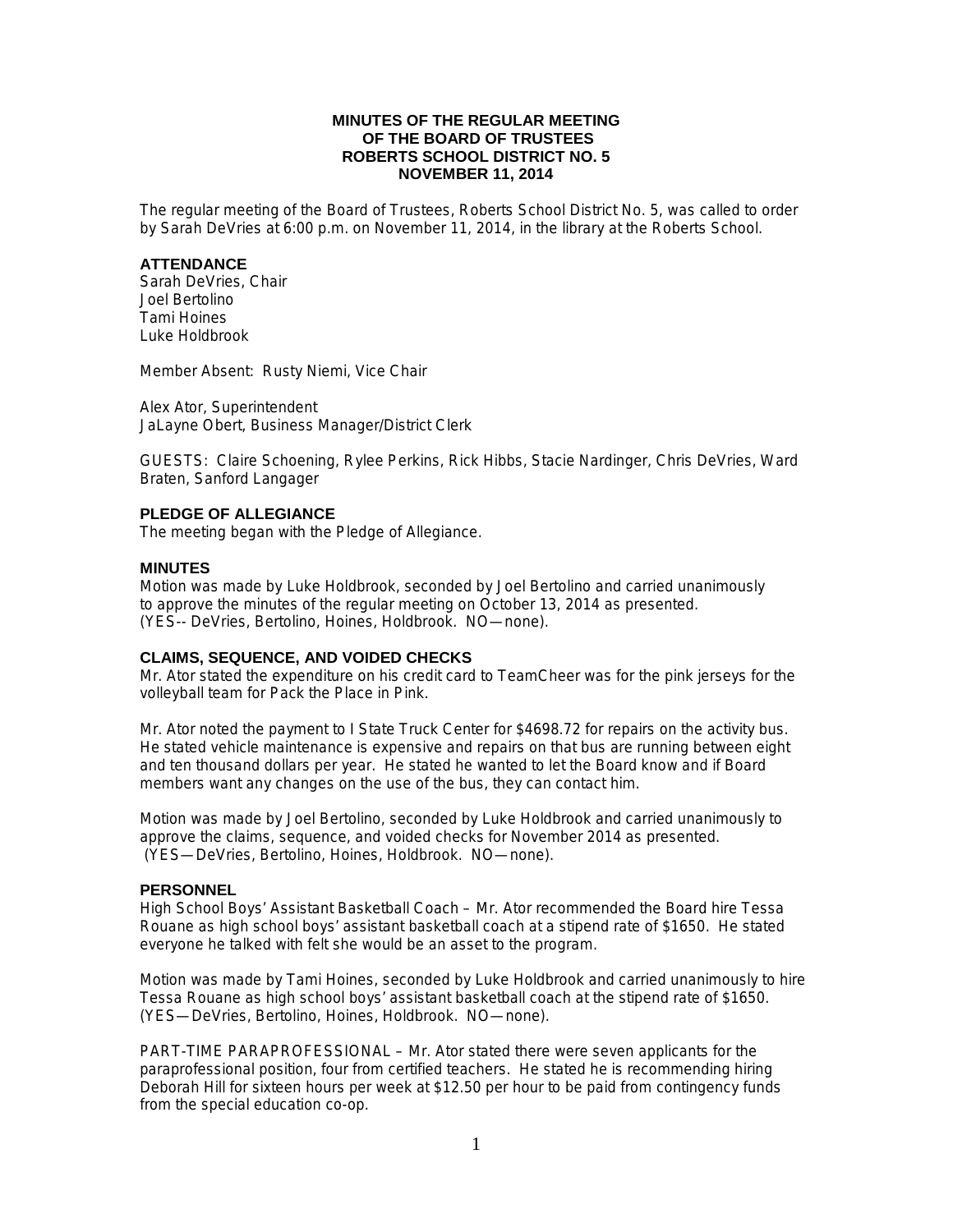# MINUTES OF THE REGULAR MEETING OF THE BOARD OF TRUSTEES ROBERTS SCHOOL DISTRICT NO. 5 NOVEMBER 11, 2014

The regular meeting of the Board of Trustees, Roberts School District No. 5, was called to order by Sarah DeVries at 6:00 p.m. on November 11, 2014, in the library at the Roberts School.

## ATTENDANCE

Sarah DeVries, Chair
Joel Bertolino
Tami Hoines
Luke Holdbrook

Member Absent: Rusty Niemi, Vice Chair

Alex Ator, Superintendent
JaLayne Obert, Business Manager/District Clerk

GUESTS: Claire Schoening, Rylee Perkins, Rick Hibbs, Stacie Nardinger, Chris DeVries, Ward Braten, Sanford Langager

## PLEDGE OF ALLEGIANCE

The meeting began with the Pledge of Allegiance.

## MINUTES

Motion was made by Luke Holdbrook, seconded by Joel Bertolino and carried unanimously to approve the minutes of the regular meeting on October 13, 2014 as presented. (YES-- DeVries, Bertolino, Hoines, Holdbrook. NO—none).

## CLAIMS, SEQUENCE, AND VOIDED CHECKS

Mr. Ator stated the expenditure on his credit card to TeamCheer was for the pink jerseys for the volleyball team for Pack the Place in Pink.

Mr. Ator noted the payment to I State Truck Center for $4698.72 for repairs on the activity bus. He stated vehicle maintenance is expensive and repairs on that bus are running between eight and ten thousand dollars per year. He stated he wanted to let the Board know and if Board members want any changes on the use of the bus, they can contact him.

Motion was made by Joel Bertolino, seconded by Luke Holdbrook and carried unanimously to approve the claims, sequence, and voided checks for November 2014 as presented. (YES—DeVries, Bertolino, Hoines, Holdbrook. NO—none).

## PERSONNEL

High School Boys' Assistant Basketball Coach – Mr. Ator recommended the Board hire Tessa Rouane as high school boys' assistant basketball coach at a stipend rate of $1650. He stated everyone he talked with felt she would be an asset to the program.

Motion was made by Tami Hoines, seconded by Luke Holdbrook and carried unanimously to hire Tessa Rouane as high school boys' assistant basketball coach at the stipend rate of $1650. (YES—DeVries, Bertolino, Hoines, Holdbrook. NO—none).

PART-TIME PARAPROFESSIONAL – Mr. Ator stated there were seven applicants for the paraprofessional position, four from certified teachers. He stated he is recommending hiring Deborah Hill for sixteen hours per week at $12.50 per hour to be paid from contingency funds from the special education co-op.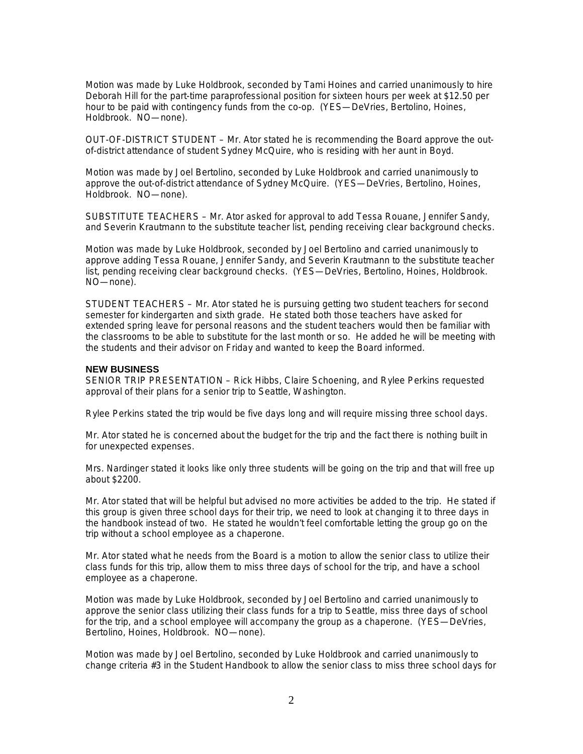Motion was made by Luke Holdbrook, seconded by Tami Hoines and carried unanimously to hire Deborah Hill for the part-time paraprofessional position for sixteen hours per week at $12.50 per hour to be paid with contingency funds from the co-op. (YES—DeVries, Bertolino, Hoines, Holdbrook. NO—none).

OUT-OF-DISTRICT STUDENT – Mr. Ator stated he is recommending the Board approve the out-of-district attendance of student Sydney McQuire, who is residing with her aunt in Boyd.

Motion was made by Joel Bertolino, seconded by Luke Holdbrook and carried unanimously to approve the out-of-district attendance of Sydney McQuire. (YES—DeVries, Bertolino, Hoines, Holdbrook. NO—none).

SUBSTITUTE TEACHERS – Mr. Ator asked for approval to add Tessa Rouane, Jennifer Sandy, and Severin Krautmann to the substitute teacher list, pending receiving clear background checks.

Motion was made by Luke Holdbrook, seconded by Joel Bertolino and carried unanimously to approve adding Tessa Rouane, Jennifer Sandy, and Severin Krautmann to the substitute teacher list, pending receiving clear background checks. (YES—DeVries, Bertolino, Hoines, Holdbrook. NO—none).

STUDENT TEACHERS – Mr. Ator stated he is pursuing getting two student teachers for second semester for kindergarten and sixth grade. He stated both those teachers have asked for extended spring leave for personal reasons and the student teachers would then be familiar with the classrooms to be able to substitute for the last month or so. He added he will be meeting with the students and their advisor on Friday and wanted to keep the Board informed.

**NEW BUSINESS**

SENIOR TRIP PRESENTATION – Rick Hibbs, Claire Schoening, and Rylee Perkins requested approval of their plans for a senior trip to Seattle, Washington.

Rylee Perkins stated the trip would be five days long and will require missing three school days.

Mr. Ator stated he is concerned about the budget for the trip and the fact there is nothing built in for unexpected expenses.

Mrs. Nardinger stated it looks like only three students will be going on the trip and that will free up about $2200.

Mr. Ator stated that will be helpful but advised no more activities be added to the trip. He stated if this group is given three school days for their trip, we need to look at changing it to three days in the handbook instead of two. He stated he wouldn't feel comfortable letting the group go on the trip without a school employee as a chaperone.

Mr. Ator stated what he needs from the Board is a motion to allow the senior class to utilize their class funds for this trip, allow them to miss three days of school for the trip, and have a school employee as a chaperone.

Motion was made by Luke Holdbrook, seconded by Joel Bertolino and carried unanimously to approve the senior class utilizing their class funds for a trip to Seattle, miss three days of school for the trip, and a school employee will accompany the group as a chaperone. (YES—DeVries, Bertolino, Hoines, Holdbrook. NO—none).

Motion was made by Joel Bertolino, seconded by Luke Holdbrook and carried unanimously to change criteria #3 in the Student Handbook to allow the senior class to miss three school days for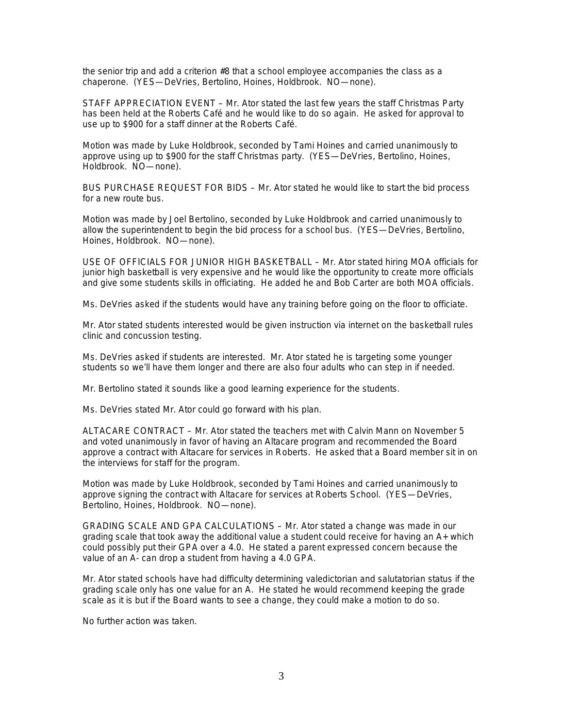the senior trip and add a criterion #8 that a school employee accompanies the class as a chaperone. (YES—DeVries, Bertolino, Hoines, Holdbrook. NO—none).

STAFF APPRECIATION EVENT – Mr. Ator stated the last few years the staff Christmas Party has been held at the Roberts Café and he would like to do so again. He asked for approval to use up to $900 for a staff dinner at the Roberts Café.

Motion was made by Luke Holdbrook, seconded by Tami Hoines and carried unanimously to approve using up to $900 for the staff Christmas party. (YES—DeVries, Bertolino, Hoines, Holdbrook. NO—none).

BUS PURCHASE REQUEST FOR BIDS – Mr. Ator stated he would like to start the bid process for a new route bus.

Motion was made by Joel Bertolino, seconded by Luke Holdbrook and carried unanimously to allow the superintendent to begin the bid process for a school bus. (YES—DeVries, Bertolino, Hoines, Holdbrook. NO—none).

USE OF OFFICIALS FOR JUNIOR HIGH BASKETBALL – Mr. Ator stated hiring MOA officials for junior high basketball is very expensive and he would like the opportunity to create more officials and give some students skills in officiating. He added he and Bob Carter are both MOA officials.

Ms. DeVries asked if the students would have any training before going on the floor to officiate.

Mr. Ator stated students interested would be given instruction via internet on the basketball rules clinic and concussion testing.

Ms. DeVries asked if students are interested. Mr. Ator stated he is targeting some younger students so we'll have them longer and there are also four adults who can step in if needed.

Mr. Bertolino stated it sounds like a good learning experience for the students.

Ms. DeVries stated Mr. Ator could go forward with his plan.

ALTACARE CONTRACT – Mr. Ator stated the teachers met with Calvin Mann on November 5 and voted unanimously in favor of having an Altacare program and recommended the Board approve a contract with Altacare for services in Roberts. He asked that a Board member sit in on the interviews for staff for the program.

Motion was made by Luke Holdbrook, seconded by Tami Hoines and carried unanimously to approve signing the contract with Altacare for services at Roberts School. (YES—DeVries, Bertolino, Hoines, Holdbrook. NO—none).

GRADING SCALE AND GPA CALCULATIONS – Mr. Ator stated a change was made in our grading scale that took away the additional value a student could receive for having an A+ which could possibly put their GPA over a 4.0. He stated a parent expressed concern because the value of an A- can drop a student from having a 4.0 GPA.

Mr. Ator stated schools have had difficulty determining valedictorian and salutatorian status if the grading scale only has one value for an A. He stated he would recommend keeping the grade scale as it is but if the Board wants to see a change, they could make a motion to do so.

No further action was taken.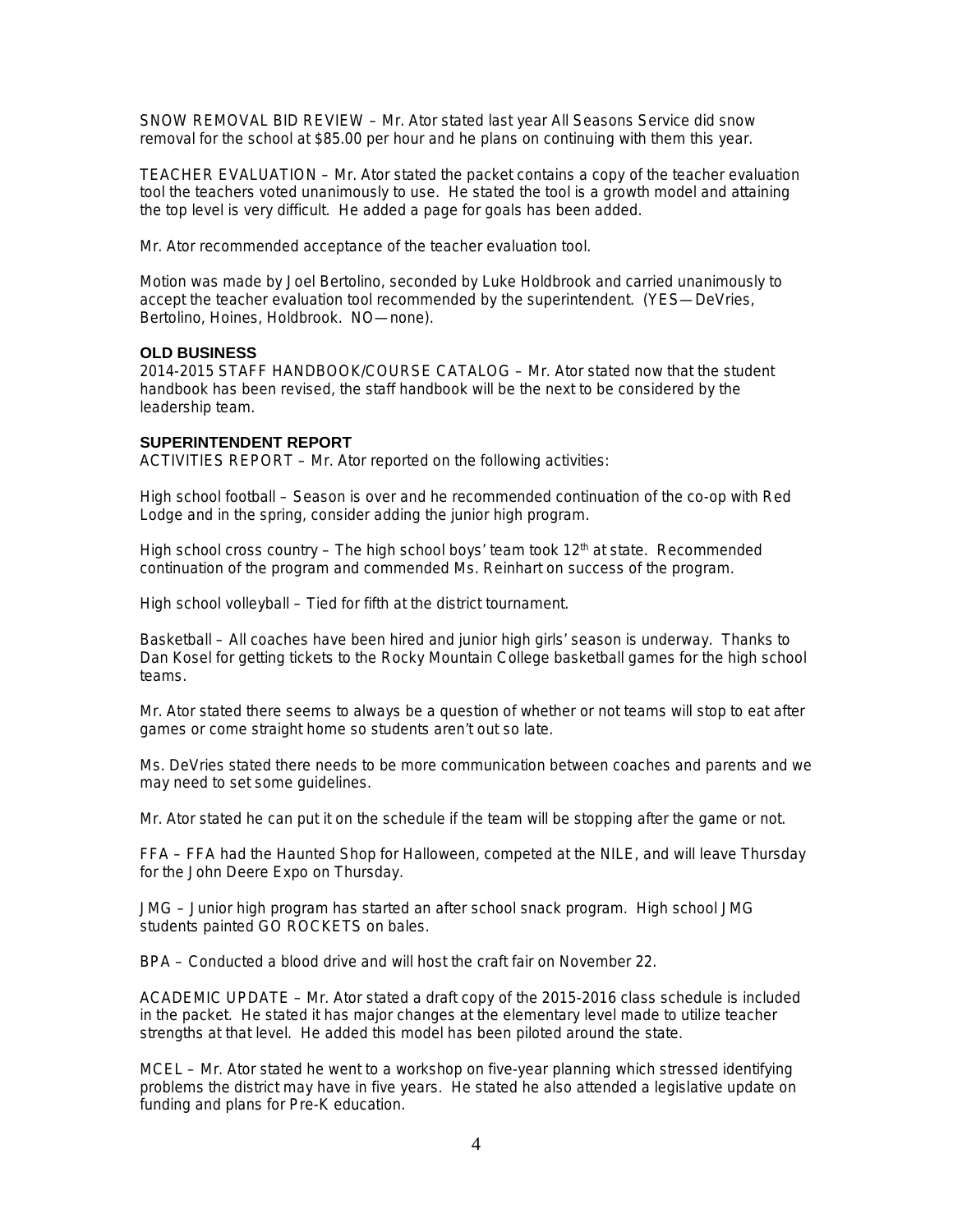SNOW REMOVAL BID REVIEW – Mr. Ator stated last year All Seasons Service did snow removal for the school at $85.00 per hour and he plans on continuing with them this year.

TEACHER EVALUATION – Mr. Ator stated the packet contains a copy of the teacher evaluation tool the teachers voted unanimously to use. He stated the tool is a growth model and attaining the top level is very difficult. He added a page for goals has been added.

Mr. Ator recommended acceptance of the teacher evaluation tool.

Motion was made by Joel Bertolino, seconded by Luke Holdbrook and carried unanimously to accept the teacher evaluation tool recommended by the superintendent. (YES—DeVries, Bertolino, Hoines, Holdbrook. NO—none).

**OLD BUSINESS**

2014-2015 STAFF HANDBOOK/COURSE CATALOG – Mr. Ator stated now that the student handbook has been revised, the staff handbook will be the next to be considered by the leadership team.

**SUPERINTENDENT REPORT**

ACTIVITIES REPORT – Mr. Ator reported on the following activities:

High school football – Season is over and he recommended continuation of the co-op with Red Lodge and in the spring, consider adding the junior high program.

High school cross country – The high school boys' team took 12th at state. Recommended continuation of the program and commended Ms. Reinhart on success of the program.

High school volleyball – Tied for fifth at the district tournament.

Basketball – All coaches have been hired and junior high girls' season is underway. Thanks to Dan Kosel for getting tickets to the Rocky Mountain College basketball games for the high school teams.

Mr. Ator stated there seems to always be a question of whether or not teams will stop to eat after games or come straight home so students aren't out so late.

Ms. DeVries stated there needs to be more communication between coaches and parents and we may need to set some guidelines.

Mr. Ator stated he can put it on the schedule if the team will be stopping after the game or not.

FFA – FFA had the Haunted Shop for Halloween, competed at the NILE, and will leave Thursday for the John Deere Expo on Thursday.

JMG – Junior high program has started an after school snack program. High school JMG students painted GO ROCKETS on bales.

BPA – Conducted a blood drive and will host the craft fair on November 22.

ACADEMIC UPDATE – Mr. Ator stated a draft copy of the 2015-2016 class schedule is included in the packet. He stated it has major changes at the elementary level made to utilize teacher strengths at that level. He added this model has been piloted around the state.

MCEL – Mr. Ator stated he went to a workshop on five-year planning which stressed identifying problems the district may have in five years. He stated he also attended a legislative update on funding and plans for Pre-K education.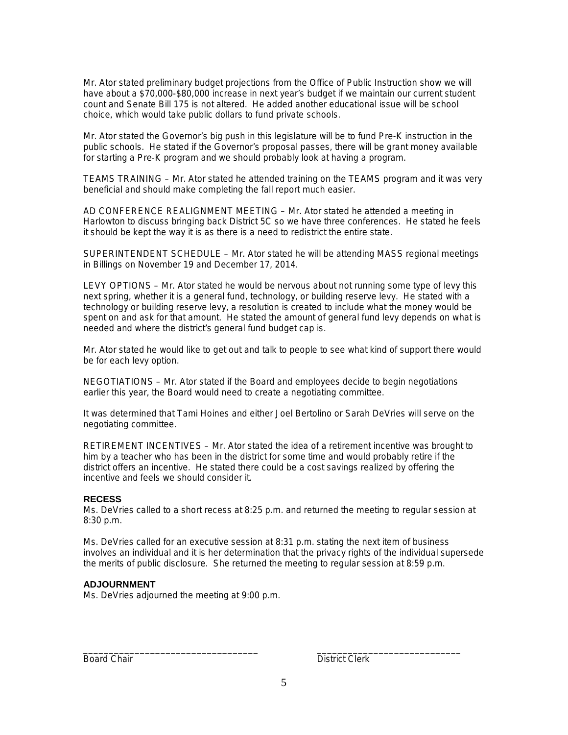Mr. Ator stated preliminary budget projections from the Office of Public Instruction show we will have about a $70,000-$80,000 increase in next year's budget if we maintain our current student count and Senate Bill 175 is not altered. He added another educational issue will be school choice, which would take public dollars to fund private schools.

Mr. Ator stated the Governor's big push in this legislature will be to fund Pre-K instruction in the public schools. He stated if the Governor's proposal passes, there will be grant money available for starting a Pre-K program and we should probably look at having a program.

TEAMS TRAINING – Mr. Ator stated he attended training on the TEAMS program and it was very beneficial and should make completing the fall report much easier.

AD CONFERENCE REALIGNMENT MEETING – Mr. Ator stated he attended a meeting in Harlowton to discuss bringing back District 5C so we have three conferences. He stated he feels it should be kept the way it is as there is a need to redistrict the entire state.

SUPERINTENDENT SCHEDULE – Mr. Ator stated he will be attending MASS regional meetings in Billings on November 19 and December 17, 2014.

LEVY OPTIONS – Mr. Ator stated he would be nervous about not running some type of levy this next spring, whether it is a general fund, technology, or building reserve levy. He stated with a technology or building reserve levy, a resolution is created to include what the money would be spent on and ask for that amount. He stated the amount of general fund levy depends on what is needed and where the district's general fund budget cap is.

Mr. Ator stated he would like to get out and talk to people to see what kind of support there would be for each levy option.

NEGOTIATIONS – Mr. Ator stated if the Board and employees decide to begin negotiations earlier this year, the Board would need to create a negotiating committee.

It was determined that Tami Hoines and either Joel Bertolino or Sarah DeVries will serve on the negotiating committee.

RETIREMENT INCENTIVES – Mr. Ator stated the idea of a retirement incentive was brought to him by a teacher who has been in the district for some time and would probably retire if the district offers an incentive. He stated there could be a cost savings realized by offering the incentive and feels we should consider it.

**RECESS**

Ms. DeVries called to a short recess at 8:25 p.m. and returned the meeting to regular session at 8:30 p.m.

Ms. DeVries called for an executive session at 8:31 p.m. stating the next item of business involves an individual and it is her determination that the privacy rights of the individual supersede the merits of public disclosure. She returned the meeting to regular session at 8:59 p.m.

**ADJOURNMENT**

Ms. DeVries adjourned the meeting at 9:00 p.m.

___________________________________ ____________________________

Board Chair District Clerk